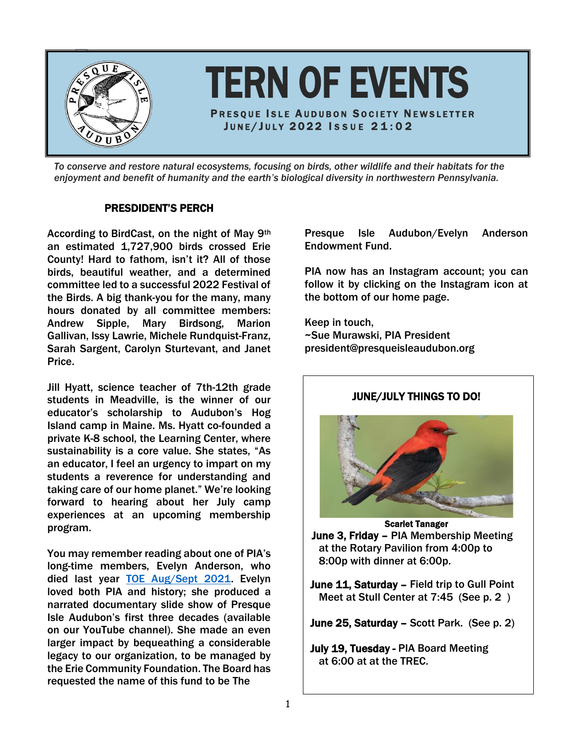# TERN OF EVENTS

**Presque Isle Audubon Society Newsletter**
**June/July 2022 Issue 21:02**

*To conserve and restore natural ecosystems, focusing on birds, other wildlife and their habitats for the enjoyment and benefit of humanity and the earth's biological diversity in northwestern Pennsylvania.*

## PRESDIDENT'S PERCH

According to BirdCast, on the night of May 9th an estimated 1,727,900 birds crossed Erie County! Hard to fathom, isn't it? All of those birds, beautiful weather, and a determined committee led to a successful 2022 Festival of the Birds. A big thank-you for the many, many hours donated by all committee members: Andrew Sipple, Mary Birdsong, Marion Gallivan, Issy Lawrie, Michele Rundquist-Franz, Sarah Sargent, Carolyn Sturtevant, and Janet Price.

Jill Hyatt, science teacher of 7th-12th grade students in Meadville, is the winner of our educator's scholarship to Audubon's Hog Island camp in Maine. Ms. Hyatt co-founded a private K-8 school, the Learning Center, where sustainability is a core value. She states, "As an educator, I feel an urgency to impart on my students a reverence for understanding and taking care of our home planet." We're looking forward to hearing about her July camp experiences at an upcoming membership program.

You may remember reading about one of PIA's long-time members, Evelyn Anderson, who died last year [TOE Aug/Sept 2021]. Evelyn loved both PIA and history; she produced a narrated documentary slide show of Presque Isle Audubon's first three decades (available on our YouTube channel). She made an even larger impact by bequeathing a considerable legacy to our organization, to be managed by the Erie Community Foundation. The Board has requested the name of this fund to be The Presque Isle Audubon/Evelyn Anderson Endowment Fund.

PIA now has an Instagram account; you can follow it by clicking on the Instagram icon at the bottom of our home page.

Keep in touch,
~Sue Murawski, PIA President
president@presqueisleaudubon.org

### JUNE/JULY THINGS TO DO!

Scarlet Tanager

**June 3, Friday** – PIA Membership Meeting at the Rotary Pavilion from 4:00p to 8:00p with dinner at 6:00p.

**June 11, Saturday** – Field trip to Gull Point Meet at Stull Center at 7:45 (See p. 2 )

**June 25, Saturday** – Scott Park. (See p. 2)

**July 19, Tuesday** - PIA Board Meeting at 6:00 at at the TREC.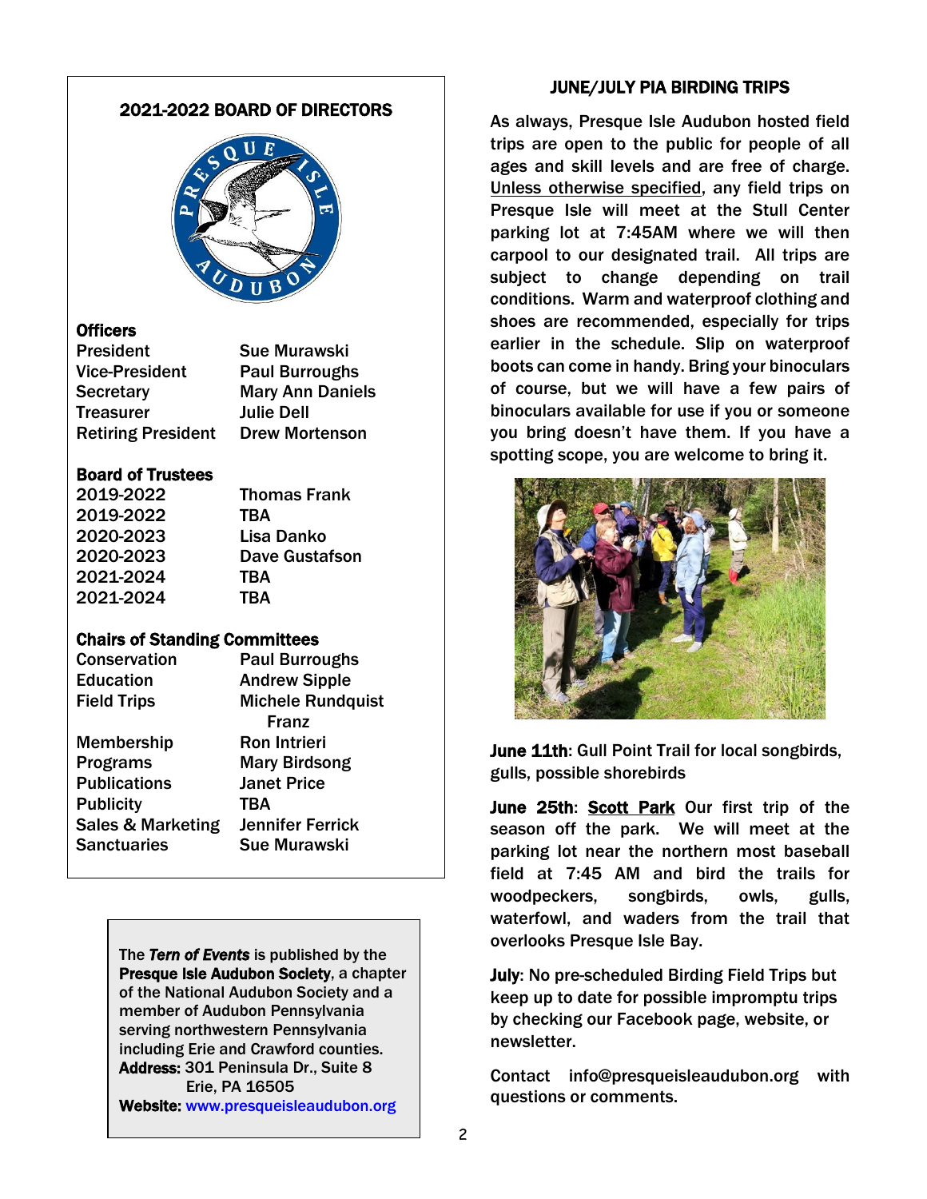## 2021-2022 BOARD OF DIRECTORS

**Officers**

| | |
|---|---|
| President | Sue Murawski |
| Vice-President | Paul Burroughs |
| Secretary | Mary Ann Daniels |
| Treasurer | Julie Dell |
| Retiring President | Drew Mortenson |

**Board of Trustees**

| | |
|---|---|
| 2019-2022 | Thomas Frank |
| 2019-2022 | TBA |
| 2020-2023 | Lisa Danko |
| 2020-2023 | Dave Gustafson |
| 2021-2024 | TBA |
| 2021-2024 | TBA |

**Chairs of Standing Committees**

| | |
|---|---|
| Conservation | Paul Burroughs |
| Education | Andrew Sipple |
| Field Trips | Michele Rundquist Franz |
| Membership | Ron Intrieri |
| Programs | Mary Birdsong |
| Publications | Janet Price |
| Publicity | TBA |
| Sales & Marketing | Jennifer Ferrick |
| Sanctuaries | Sue Murawski |

The ***Tern of Events*** is published by the **Presque Isle Audubon Society**, a chapter of the National Audubon Society and a member of Audubon Pennsylvania serving northwestern Pennsylvania including Erie and Crawford counties.
**Address:** 301 Peninsula Dr., Suite 8
Erie, PA 16505
**Website:** www.presqueisleaudubon.org

## JUNE/JULY PIA BIRDING TRIPS

As always, Presque Isle Audubon hosted field trips are open to the public for people of all ages and skill levels and are free of charge. Unless otherwise specified, any field trips on Presque Isle will meet at the Stull Center parking lot at 7:45AM where we will then carpool to our designated trail. All trips are subject to change depending on trail conditions. Warm and waterproof clothing and shoes are recommended, especially for trips earlier in the schedule. Slip on waterproof boots can come in handy. Bring your binoculars of course, but we will have a few pairs of binoculars available for use if you or someone you bring doesn't have them. If you have a spotting scope, you are welcome to bring it.

**June 11th**: Gull Point Trail for local songbirds, gulls, possible shorebirds

**June 25th**: **Scott Park** Our first trip of the season off the park. We will meet at the parking lot near the northern most baseball field at 7:45 AM and bird the trails for woodpeckers, songbirds, owls, gulls, waterfowl, and waders from the trail that overlooks Presque Isle Bay.

**July**: No pre-scheduled Birding Field Trips but keep up to date for possible impromptu trips by checking our Facebook page, website, or newsletter.

Contact info@presqueisleaudubon.org with questions or comments.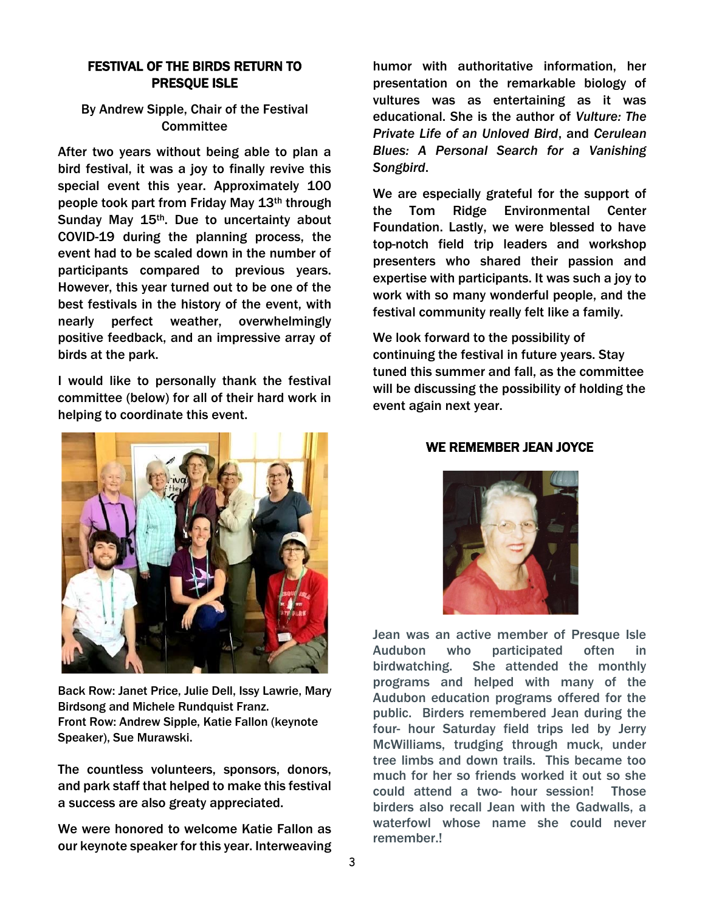## FESTIVAL OF THE BIRDS RETURN TO PRESQUE ISLE

By Andrew Sipple, Chair of the Festival Committee

After two years without being able to plan a bird festival, it was a joy to finally revive this special event this year. Approximately 100 people took part from Friday May 13th through Sunday May 15th. Due to uncertainty about COVID-19 during the planning process, the event had to be scaled down in the number of participants compared to previous years. However, this year turned out to be one of the best festivals in the history of the event, with nearly perfect weather, overwhelmingly positive feedback, and an impressive array of birds at the park.

I would like to personally thank the festival committee (below) for all of their hard work in helping to coordinate this event.

Back Row: Janet Price, Julie Dell, Issy Lawrie, Mary Birdsong and Michele Rundquist Franz.
Front Row: Andrew Sipple, Katie Fallon (keynote Speaker), Sue Murawski.

The countless volunteers, sponsors, donors, and park staff that helped to make this festival a success are also greaty appreciated.

We were honored to welcome Katie Fallon as our keynote speaker for this year. Interweaving humor with authoritative information, her presentation on the remarkable biology of vultures was as entertaining as it was educational. She is the author of *Vulture: The Private Life of an Unloved Bird*, and *Cerulean Blues: A Personal Search for a Vanishing Songbird*.

We are especially grateful for the support of the Tom Ridge Environmental Center Foundation. Lastly, we were blessed to have top-notch field trip leaders and workshop presenters who shared their passion and expertise with participants. It was such a joy to work with so many wonderful people, and the festival community really felt like a family.

We look forward to the possibility of continuing the festival in future years. Stay tuned this summer and fall, as the committee will be discussing the possibility of holding the event again next year.

## WE REMEMBER JEAN JOYCE

Jean was an active member of Presque Isle Audubon who participated often in birdwatching. She attended the monthly programs and helped with many of the Audubon education programs offered for the public. Birders remembered Jean during the four- hour Saturday field trips led by Jerry McWilliams, trudging through muck, under tree limbs and down trails. This became too much for her so friends worked it out so she could attend a two- hour session! Those birders also recall Jean with the Gadwalls, a waterfowl whose name she could never remember.!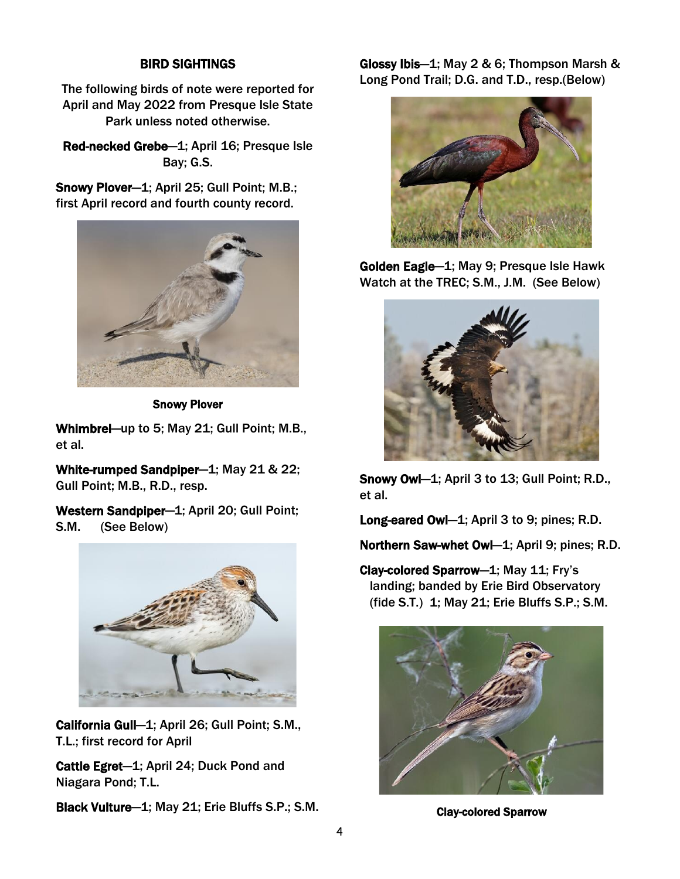## BIRD SIGHTINGS

The following birds of note were reported for April and May 2022 from Presque Isle State Park unless noted otherwise.

**Red-necked Grebe**—1; April 16; Presque Isle Bay; G.S.

**Snowy Plover**—1; April 25; Gull Point; M.B.; first April record and fourth county record.

**Snowy Plover**

**Whimbrel**—up to 5; May 21; Gull Point; M.B., et al.

**White-rumped Sandpiper**—1; May 21 & 22; Gull Point; M.B., R.D., resp.

**Western Sandpiper**—1; April 20; Gull Point; S.M. (See Below)

**California Gull**—1; April 26; Gull Point; S.M., T.L.; first record for April

**Cattle Egret**—1; April 24; Duck Pond and Niagara Pond; T.L.

**Black Vulture**—1; May 21; Erie Bluffs S.P.; S.M.

**Glossy Ibis**—1; May 2 & 6; Thompson Marsh & Long Pond Trail; D.G. and T.D., resp.(Below)

**Golden Eagle**—1; May 9; Presque Isle Hawk Watch at the TREC; S.M., J.M. (See Below)

**Snowy Owl**—1; April 3 to 13; Gull Point; R.D., et al.

**Long-eared Owl**—1; April 3 to 9; pines; R.D.

**Northern Saw-whet Owl**—1; April 9; pines; R.D.

**Clay-colored Sparrow**—1; May 11; Fry's landing; banded by Erie Bird Observatory (fide S.T.) 1; May 21; Erie Bluffs S.P.; S.M.

**Clay-colored Sparrow**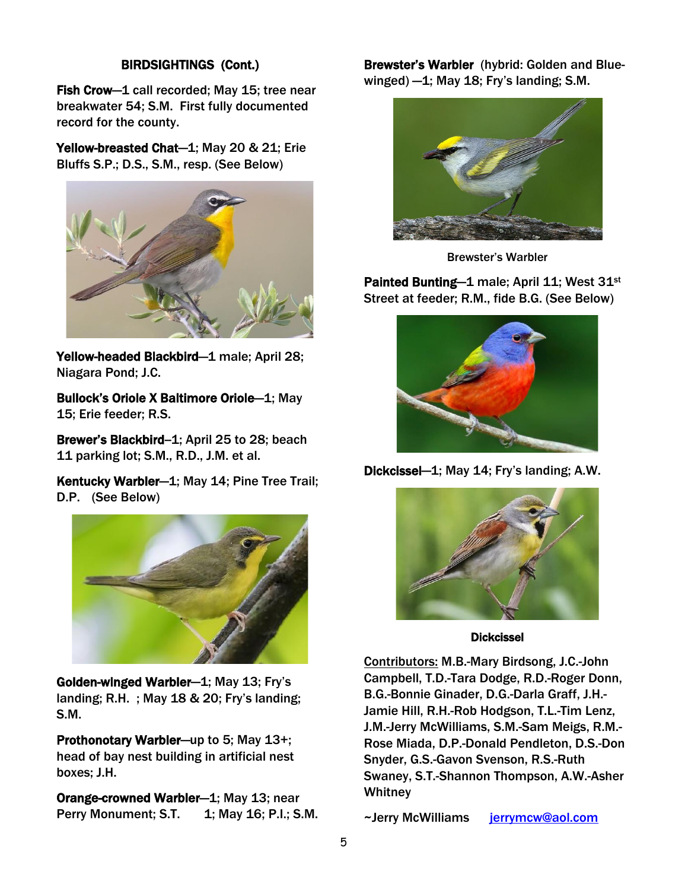### BIRDSIGHTINGS (Cont.)

**Fish Crow**—1 call recorded; May 15; tree near breakwater 54; S.M. First fully documented record for the county.

**Yellow-breasted Chat**—1; May 20 & 21; Erie Bluffs S.P.; D.S., S.M., resp. (See Below)

**Yellow-headed Blackbird**—1 male; April 28; Niagara Pond; J.C.

**Bullock's Oriole X Baltimore Oriole**—1; May 15; Erie feeder; R.S.

**Brewer's Blackbird**–1; April 25 to 28; beach 11 parking lot; S.M., R.D., J.M. et al.

**Kentucky Warbler**—1; May 14; Pine Tree Trail; D.P. (See Below)

**Golden-winged Warbler**—1; May 13; Fry's landing; R.H. ; May 18 & 20; Fry's landing; S.M.

**Prothonotary Warbler**—up to 5; May 13+; head of bay nest building in artificial nest boxes; J.H.

**Orange-crowned Warbler**—1; May 13; near Perry Monument; S.T. 1; May 16; P.I.; S.M.

**Brewster's Warbler** (hybrid: Golden and Blue-winged) —1; May 18; Fry's landing; S.M.

Brewster's Warbler

**Painted Bunting**—1 male; April 11; West 31st Street at feeder; R.M., fide B.G. (See Below)

**Dickcissel**—1; May 14; Fry's landing; A.W.

**Dickcissel**

Contributors: M.B.-Mary Birdsong, J.C.-John Campbell, T.D.-Tara Dodge, R.D.-Roger Donn, B.G.-Bonnie Ginader, D.G.-Darla Graff, J.H.-Jamie Hill, R.H.-Rob Hodgson, T.L.-Tim Lenz, J.M.-Jerry McWilliams, S.M.-Sam Meigs, R.M.-Rose Miada, D.P.-Donald Pendleton, D.S.-Don Snyder, G.S.-Gavon Svenson, R.S.-Ruth Swaney, S.T.-Shannon Thompson, A.W.-Asher Whitney

~Jerry McWilliams jerrymcw@aol.com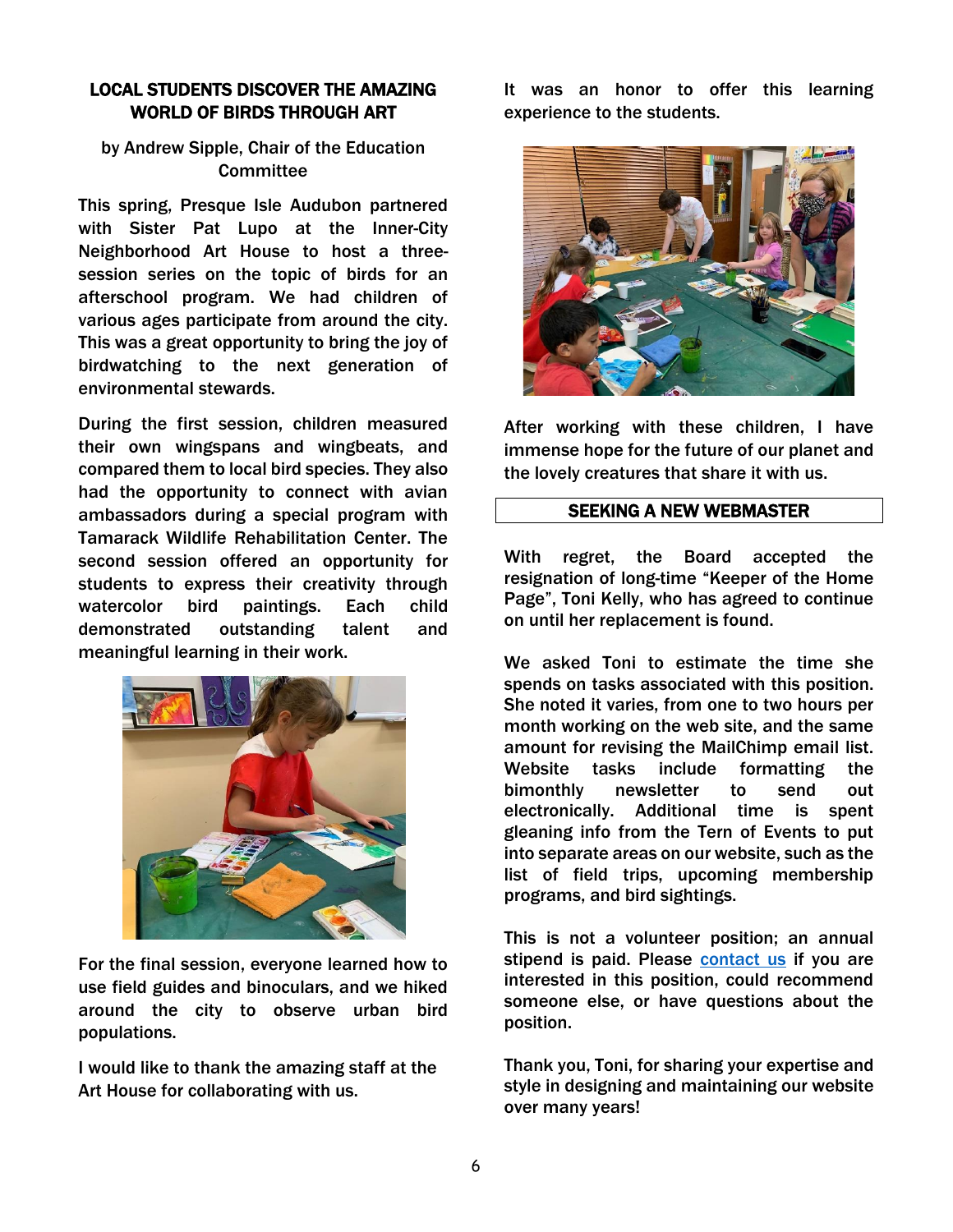## LOCAL STUDENTS DISCOVER THE AMAZING WORLD OF BIRDS THROUGH ART

by Andrew Sipple, Chair of the Education Committee

This spring, Presque Isle Audubon partnered with Sister Pat Lupo at the Inner-City Neighborhood Art House to host a three-session series on the topic of birds for an afterschool program. We had children of various ages participate from around the city. This was a great opportunity to bring the joy of birdwatching to the next generation of environmental stewards.

During the first session, children measured their own wingspans and wingbeats, and compared them to local bird species. They also had the opportunity to connect with avian ambassadors during a special program with Tamarack Wildlife Rehabilitation Center. The second session offered an opportunity for students to express their creativity through watercolor bird paintings. Each child demonstrated outstanding talent and meaningful learning in their work.

For the final session, everyone learned how to use field guides and binoculars, and we hiked around the city to observe urban bird populations.

I would like to thank the amazing staff at the Art House for collaborating with us.

It was an honor to offer this learning experience to the students.

After working with these children, I have immense hope for the future of our planet and the lovely creatures that share it with us.

## SEEKING A NEW WEBMASTER

With regret, the Board accepted the resignation of long-time "Keeper of the Home Page", Toni Kelly, who has agreed to continue on until her replacement is found.

We asked Toni to estimate the time she spends on tasks associated with this position. She noted it varies, from one to two hours per month working on the web site, and the same amount for revising the MailChimp email list. Website tasks include formatting the bimonthly newsletter to send out electronically. Additional time is spent gleaning info from the Tern of Events to put into separate areas on our website, such as the list of field trips, upcoming membership programs, and bird sightings.

This is not a volunteer position; an annual stipend is paid. Please contact us if you are interested in this position, could recommend someone else, or have questions about the position.

Thank you, Toni, for sharing your expertise and style in designing and maintaining our website over many years!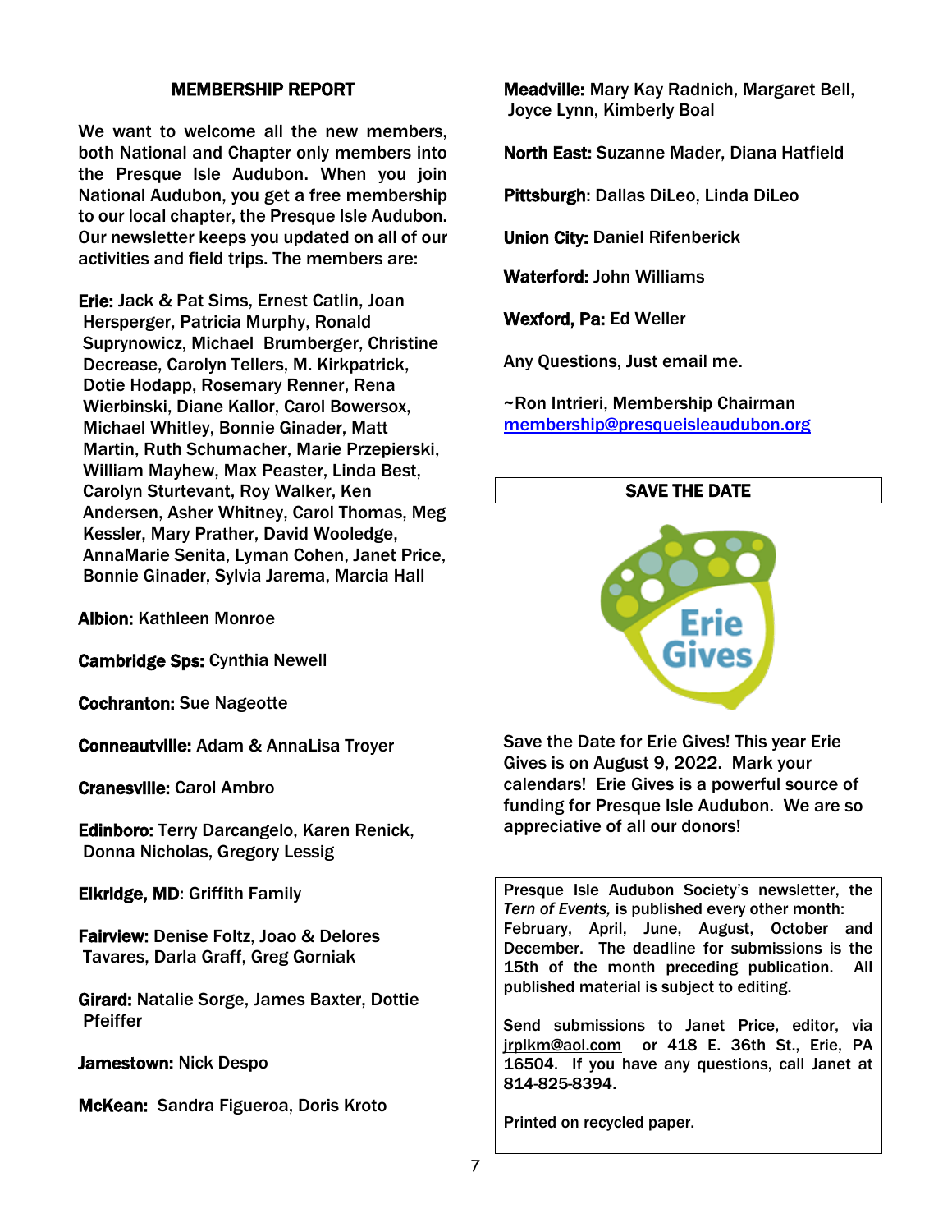## MEMBERSHIP REPORT

We want to welcome all the new members, both National and Chapter only members into the Presque Isle Audubon. When you join National Audubon, you get a free membership to our local chapter, the Presque Isle Audubon. Our newsletter keeps you updated on all of our activities and field trips. The members are:

**Erie:** Jack & Pat Sims, Ernest Catlin, Joan Hersperger, Patricia Murphy, Ronald Suprynowicz, Michael Brumberger, Christine Decrease, Carolyn Tellers, M. Kirkpatrick, Dotie Hodapp, Rosemary Renner, Rena Wierbinski, Diane Kallor, Carol Bowersox, Michael Whitley, Bonnie Ginader, Matt Martin, Ruth Schumacher, Marie Przepierski, William Mayhew, Max Peaster, Linda Best, Carolyn Sturtevant, Roy Walker, Ken Andersen, Asher Whitney, Carol Thomas, Meg Kessler, Mary Prather, David Wooledge, AnnaMarie Senita, Lyman Cohen, Janet Price, Bonnie Ginader, Sylvia Jarema, Marcia Hall

**Albion:** Kathleen Monroe

**Cambridge Sps:** Cynthia Newell

**Cochranton:** Sue Nageotte

**Conneautville:** Adam & AnnaLisa Troyer

**Cranesville:** Carol Ambro

**Edinboro:** Terry Darcangelo, Karen Renick, Donna Nicholas, Gregory Lessig

**Elkridge, MD**: Griffith Family

**Fairview:** Denise Foltz, Joao & Delores Tavares, Darla Graff, Greg Gorniak

**Girard:** Natalie Sorge, James Baxter, Dottie Pfeiffer

**Jamestown:** Nick Despo

**McKean:** Sandra Figueroa, Doris Kroto

**Meadville:** Mary Kay Radnich, Margaret Bell, Joyce Lynn, Kimberly Boal

**North East:** Suzanne Mader, Diana Hatfield

**Pittsburgh**: Dallas DiLeo, Linda DiLeo

**Union City:** Daniel Rifenberick

**Waterford:** John Williams

**Wexford, Pa:** Ed Weller

Any Questions, Just email me.

~Ron Intrieri, Membership Chairman
membership@presqueisleaudubon.org

## SAVE THE DATE

Erie Gives

Save the Date for Erie Gives! This year Erie Gives is on August 9, 2022. Mark your calendars! Erie Gives is a powerful source of funding for Presque Isle Audubon. We are so appreciative of all our donors!

---

Presque Isle Audubon Society's newsletter, the *Tern of Events,* is published every other month: February, April, June, August, October and December. The deadline for submissions is the 15th of the month preceding publication. All published material is subject to editing.

Send submissions to Janet Price, editor, via jrplkm@aol.com or 418 E. 36th St., Erie, PA 16504. If you have any questions, call Janet at 814-825-8394.

Printed on recycled paper.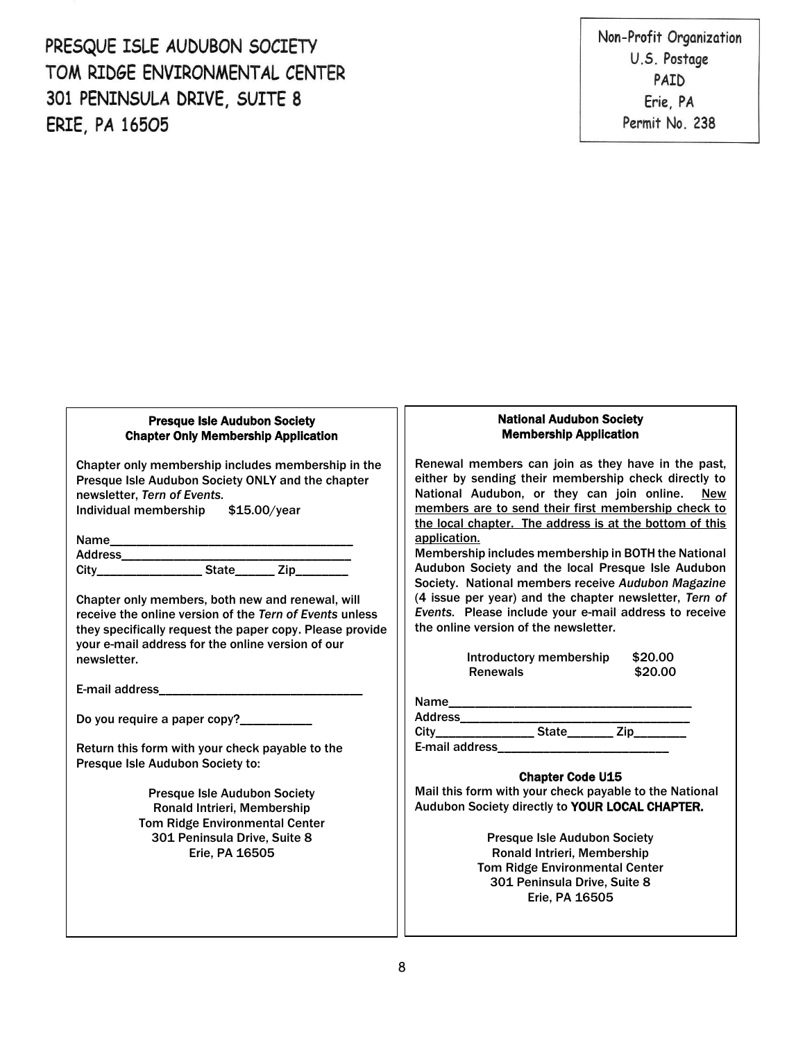PRESQUE ISLE AUDUBON SOCIETY
TOM RIDGE ENVIRONMENTAL CENTER
301 PENINSULA DRIVE, SUITE 8
ERIE, PA 16505

Non-Profit Organization
U.S. Postage
PAID
Erie, PA
Permit No. 238

**Presque Isle Audubon Society**
**Chapter Only Membership Application**

Chapter only membership includes membership in the Presque Isle Audubon Society ONLY and the chapter newsletter, *Tern of Events.*
Individual membership $15.00/year

Name_____________________________________
Address___________________________________
City________________ State______ Zip________

Chapter only members, both new and renewal, will receive the online version of the *Tern of Events* unless they specifically request the paper copy. Please provide your e-mail address for the online version of our newsletter.

E-mail address________________________________

Do you require a paper copy?___________

Return this form with your check payable to the Presque Isle Audubon Society to:

Presque Isle Audubon Society
Ronald Intrieri, Membership
Tom Ridge Environmental Center
301 Peninsula Drive, Suite 8
Erie, PA 16505

**National Audubon Society**
**Membership Application**

Renewal members can join as they have in the past, either by sending their membership check directly to National Audubon, or they can join online. New members are to send their first membership check to the local chapter. The address is at the bottom of this application.

Membership includes membership in BOTH the National Audubon Society and the local Presque Isle Audubon Society. National members receive *Audubon Magazine* (4 issue per year) and the chapter newsletter, *Tern of Events.* Please include your e-mail address to receive the online version of the newsletter.

Introductory membership $20.00
Renewals $20.00

Name_____________________________________
Address___________________________________
City_______________ State_______ Zip________
E-mail address__________________________

**Chapter Code U15**

Mail this form with your check payable to the National Audubon Society directly to **YOUR LOCAL CHAPTER.**

Presque Isle Audubon Society
Ronald Intrieri, Membership
Tom Ridge Environmental Center
301 Peninsula Drive, Suite 8
Erie, PA 16505